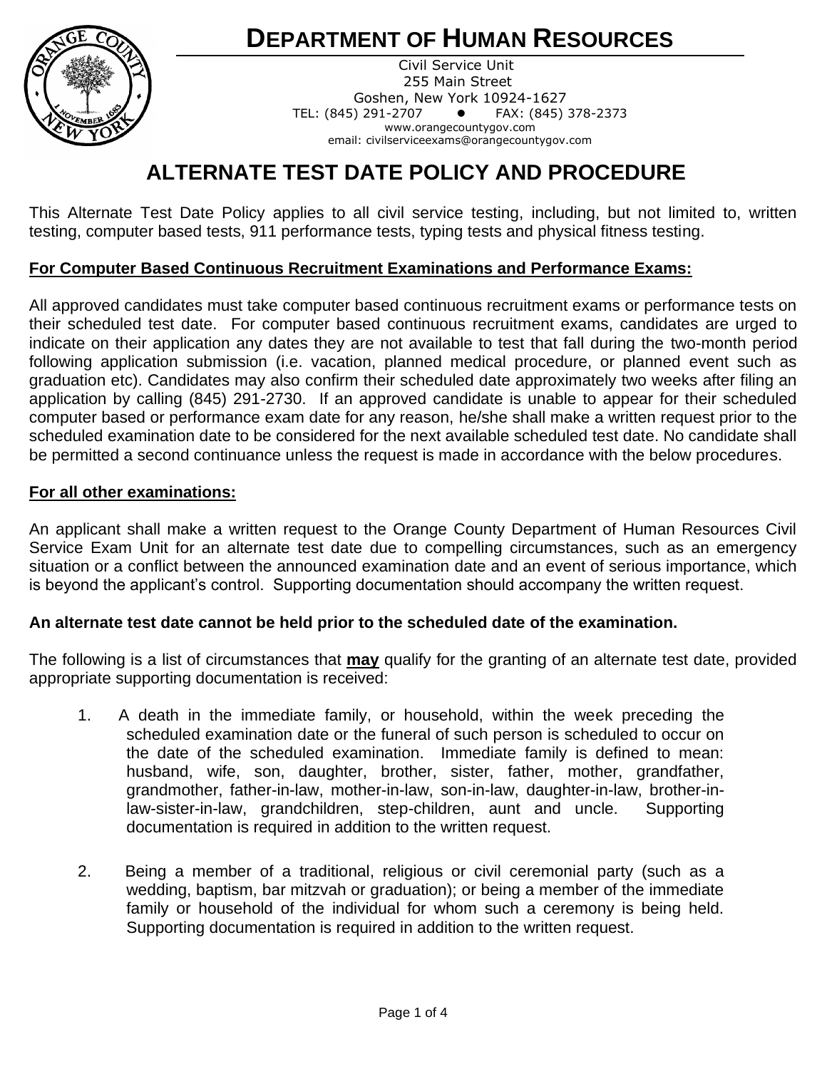# DEPARTMENT OF HUMAN RESOURCES

Civil Service Unit
255 Main Street
Goshen, New York 10924-1627
TEL: (845) 291-2707 ● FAX: (845) 378-2373
www.orangecountygov.com
email: civilserviceexams@orangecountygov.com

## ALTERNATE TEST DATE POLICY AND PROCEDURE

This Alternate Test Date Policy applies to all civil service testing, including, but not limited to, written testing, computer based tests, 911 performance tests, typing tests and physical fitness testing.

**For Computer Based Continuous Recruitment Examinations and Performance Exams:**

All approved candidates must take computer based continuous recruitment exams or performance tests on their scheduled test date. For computer based continuous recruitment exams, candidates are urged to indicate on their application any dates they are not available to test that fall during the two-month period following application submission (i.e. vacation, planned medical procedure, or planned event such as graduation etc). Candidates may also confirm their scheduled date approximately two weeks after filing an application by calling (845) 291-2730. If an approved candidate is unable to appear for their scheduled computer based or performance exam date for any reason, he/she shall make a written request prior to the scheduled examination date to be considered for the next available scheduled test date. No candidate shall be permitted a second continuance unless the request is made in accordance with the below procedures.

**For all other examinations:**

An applicant shall make a written request to the Orange County Department of Human Resources Civil Service Exam Unit for an alternate test date due to compelling circumstances, such as an emergency situation or a conflict between the announced examination date and an event of serious importance, which is beyond the applicant's control. Supporting documentation should accompany the written request.

**An alternate test date cannot be held prior to the scheduled date of the examination.**

The following is a list of circumstances that **may** qualify for the granting of an alternate test date, provided appropriate supporting documentation is received:

1. A death in the immediate family, or household, within the week preceding the scheduled examination date or the funeral of such person is scheduled to occur on the date of the scheduled examination. Immediate family is defined to mean: husband, wife, son, daughter, brother, sister, father, mother, grandfather, grandmother, father-in-law, mother-in-law, son-in-law, daughter-in-law, brother-in-law-sister-in-law, grandchildren, step-children, aunt and uncle. Supporting documentation is required in addition to the written request.

2. Being a member of a traditional, religious or civil ceremonial party (such as a wedding, baptism, bar mitzvah or graduation); or being a member of the immediate family or household of the individual for whom such a ceremony is being held. Supporting documentation is required in addition to the written request.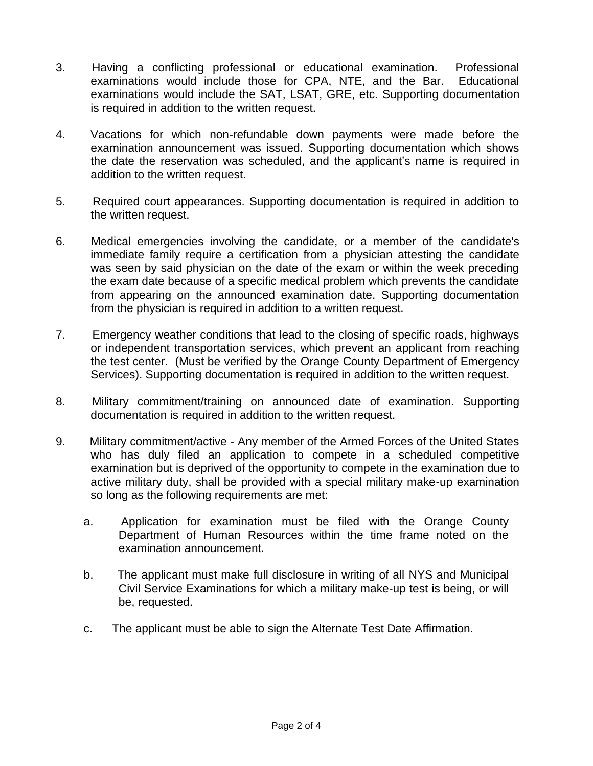3. Having a conflicting professional or educational examination. Professional examinations would include those for CPA, NTE, and the Bar. Educational examinations would include the SAT, LSAT, GRE, etc. Supporting documentation is required in addition to the written request.

4. Vacations for which non-refundable down payments were made before the examination announcement was issued. Supporting documentation which shows the date the reservation was scheduled, and the applicant's name is required in addition to the written request.

5. Required court appearances. Supporting documentation is required in addition to the written request.

6. Medical emergencies involving the candidate, or a member of the candidate's immediate family require a certification from a physician attesting the candidate was seen by said physician on the date of the exam or within the week preceding the exam date because of a specific medical problem which prevents the candidate from appearing on the announced examination date. Supporting documentation from the physician is required in addition to a written request.

7. Emergency weather conditions that lead to the closing of specific roads, highways or independent transportation services, which prevent an applicant from reaching the test center. (Must be verified by the Orange County Department of Emergency Services). Supporting documentation is required in addition to the written request.

8. Military commitment/training on announced date of examination. Supporting documentation is required in addition to the written request.

9. Military commitment/active - Any member of the Armed Forces of the United States who has duly filed an application to compete in a scheduled competitive examination but is deprived of the opportunity to compete in the examination due to active military duty, shall be provided with a special military make-up examination so long as the following requirements are met:

   a. Application for examination must be filed with the Orange County Department of Human Resources within the time frame noted on the examination announcement.

   b. The applicant must make full disclosure in writing of all NYS and Municipal Civil Service Examinations for which a military make-up test is being, or will be, requested.

   c. The applicant must be able to sign the Alternate Test Date Affirmation.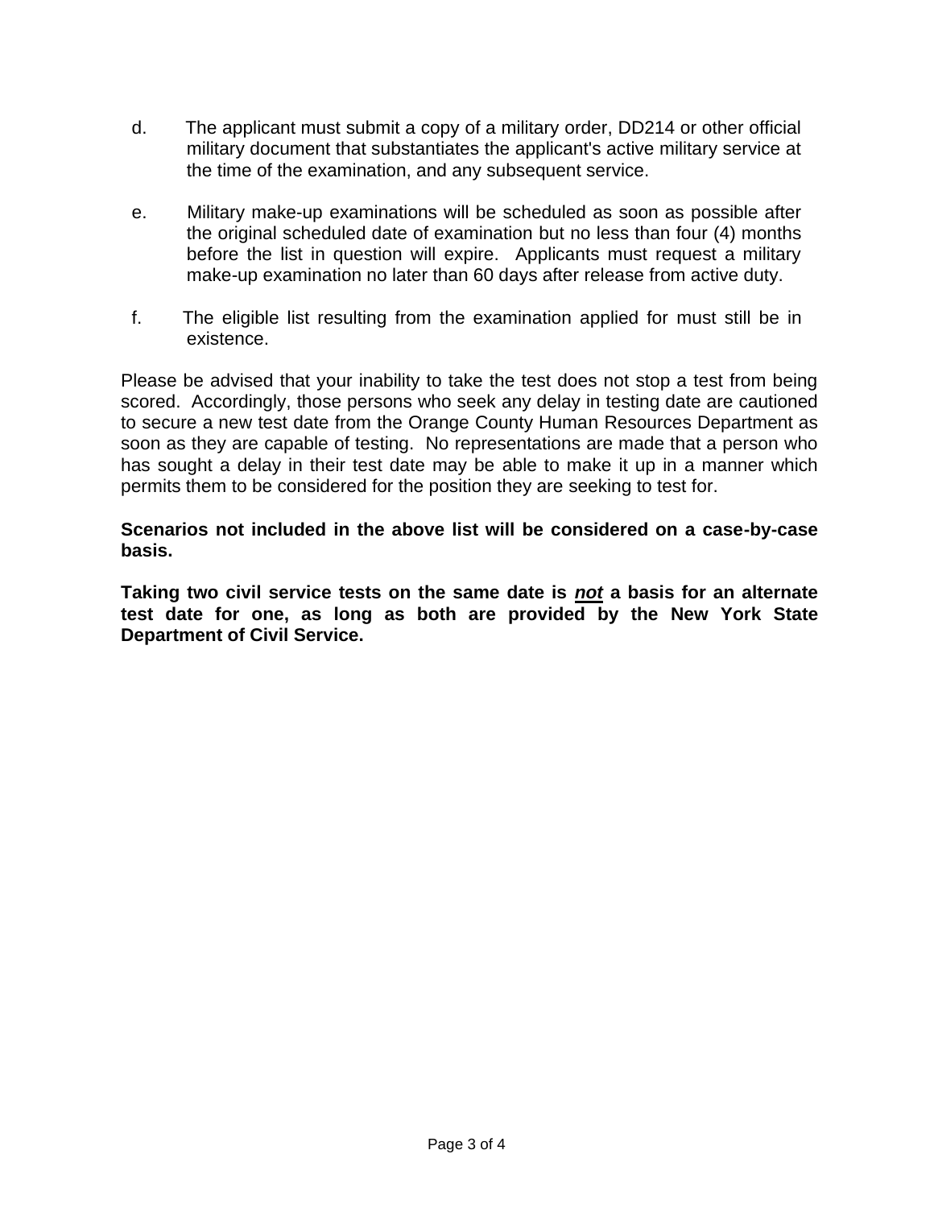d. The applicant must submit a copy of a military order, DD214 or other official military document that substantiates the applicant's active military service at the time of the examination, and any subsequent service.

e. Military make-up examinations will be scheduled as soon as possible after the original scheduled date of examination but no less than four (4) months before the list in question will expire. Applicants must request a military make-up examination no later than 60 days after release from active duty.

f. The eligible list resulting from the examination applied for must still be in existence.

Please be advised that your inability to take the test does not stop a test from being scored. Accordingly, those persons who seek any delay in testing date are cautioned to secure a new test date from the Orange County Human Resources Department as soon as they are capable of testing. No representations are made that a person who has sought a delay in their test date may be able to make it up in a manner which permits them to be considered for the position they are seeking to test for.

**Scenarios not included in the above list will be considered on a case-by-case basis.**

**Taking two civil service tests on the same date is <u>*not*</u> a basis for an alternate test date for one, as long as both are provided by the New York State Department of Civil Service.**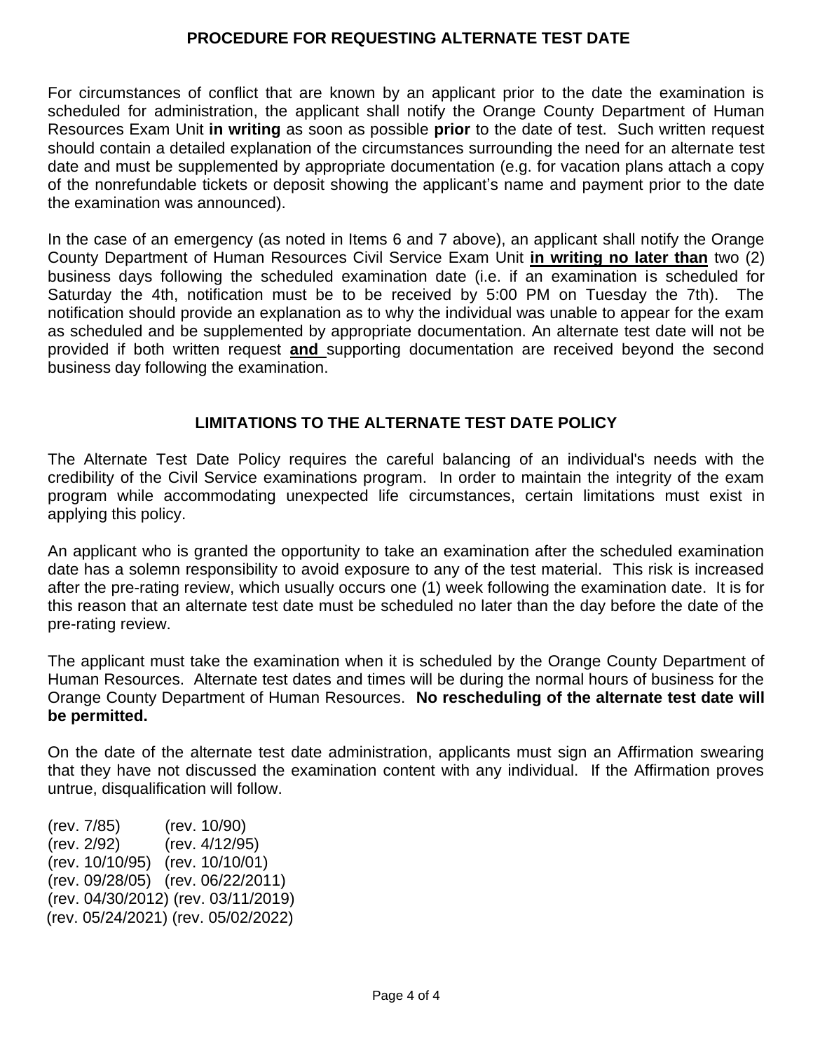## PROCEDURE FOR REQUESTING ALTERNATE TEST DATE

For circumstances of conflict that are known by an applicant prior to the date the examination is scheduled for administration, the applicant shall notify the Orange County Department of Human Resources Exam Unit **in writing** as soon as possible **prior** to the date of test. Such written request should contain a detailed explanation of the circumstances surrounding the need for an alternate test date and must be supplemented by appropriate documentation (e.g. for vacation plans attach a copy of the nonrefundable tickets or deposit showing the applicant's name and payment prior to the date the examination was announced).

In the case of an emergency (as noted in Items 6 and 7 above), an applicant shall notify the Orange County Department of Human Resources Civil Service Exam Unit **in writing no later than** two (2) business days following the scheduled examination date (i.e. if an examination is scheduled for Saturday the 4th, notification must be to be received by 5:00 PM on Tuesday the 7th). The notification should provide an explanation as to why the individual was unable to appear for the exam as scheduled and be supplemented by appropriate documentation. An alternate test date will not be provided if both written request **and** supporting documentation are received beyond the second business day following the examination.

## LIMITATIONS TO THE ALTERNATE TEST DATE POLICY

The Alternate Test Date Policy requires the careful balancing of an individual's needs with the credibility of the Civil Service examinations program. In order to maintain the integrity of the exam program while accommodating unexpected life circumstances, certain limitations must exist in applying this policy.

An applicant who is granted the opportunity to take an examination after the scheduled examination date has a solemn responsibility to avoid exposure to any of the test material. This risk is increased after the pre-rating review, which usually occurs one (1) week following the examination date. It is for this reason that an alternate test date must be scheduled no later than the day before the date of the pre-rating review.

The applicant must take the examination when it is scheduled by the Orange County Department of Human Resources. Alternate test dates and times will be during the normal hours of business for the Orange County Department of Human Resources. **No rescheduling of the alternate test date will be permitted.**

On the date of the alternate test date administration, applicants must sign an Affirmation swearing that they have not discussed the examination content with any individual. If the Affirmation proves untrue, disqualification will follow.

(rev. 7/85) (rev. 10/90)
(rev. 2/92) (rev. 4/12/95)
(rev. 10/10/95) (rev. 10/10/01)
(rev. 09/28/05) (rev. 06/22/2011)
(rev. 04/30/2012) (rev. 03/11/2019)
(rev. 05/24/2021) (rev. 05/02/2022)